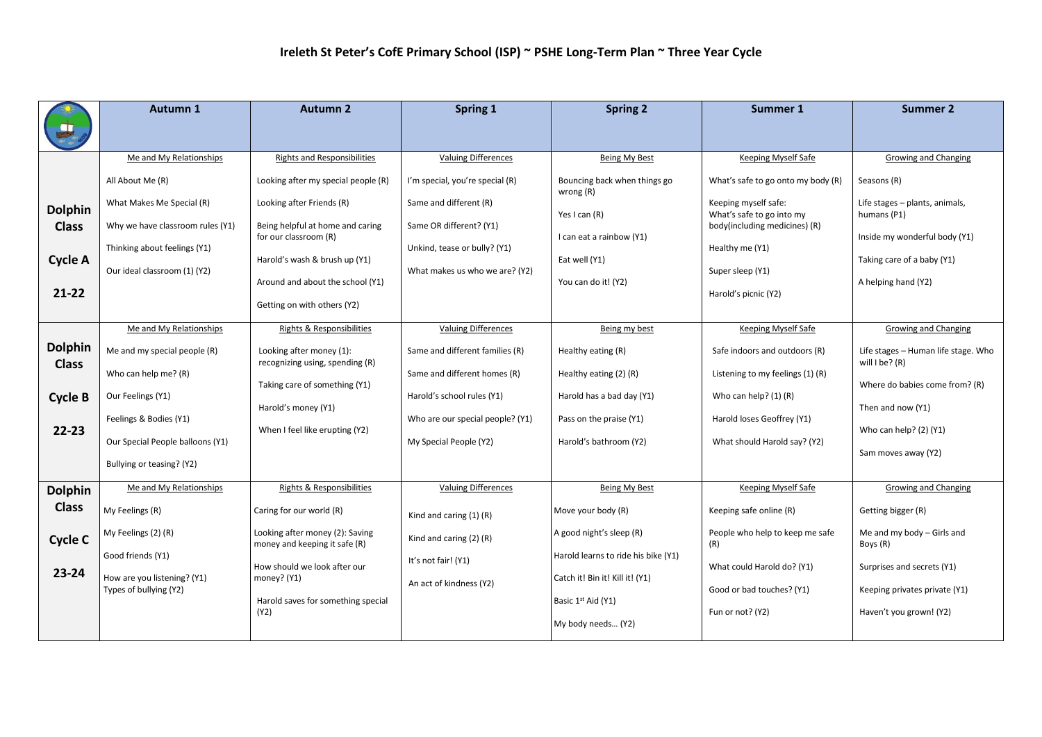# Ireleth St Peter's CofE Primary School (ISP) ~ PSHE Long-Term Plan ~ Three Year Cycle

| | Autumn 1 | Autumn 2 | Spring 1 | Spring 2 | Summer 1 | Summer 2 |
|---|---|---|---|---|---|---|
| **Dolphin Class Cycle A 21-22** | Me and My Relationships<br><br>All About Me (R)<br><br>What Makes Me Special (R)<br><br>Why we have classroom rules (Y1)<br><br>Thinking about feelings (Y1)<br><br>Our ideal classroom (1) (Y2) | Rights and Responsibilities<br><br>Looking after my special people (R)<br><br>Looking after Friends (R)<br><br>Being helpful at home and caring for our classroom (R)<br><br>Harold's wash & brush up (Y1)<br><br>Around and about the school (Y1)<br><br>Getting on with others (Y2) | Valuing Differences<br><br>I'm special, you're special (R)<br><br>Same and different (R)<br><br>Same OR different? (Y1)<br><br>Unkind, tease or bully? (Y1)<br><br>What makes us who we are? (Y2) | Being My Best<br><br>Bouncing back when things go wrong (R)<br><br>Yes I can (R)<br><br>I can eat a rainbow (Y1)<br><br>Eat well (Y1)<br><br>You can do it! (Y2) | Keeping Myself Safe<br><br>What's safe to go onto my body (R)<br><br>Keeping myself safe: What's safe to go into my body(including medicines) (R)<br><br>Healthy me (Y1)<br><br>Super sleep (Y1)<br><br>Harold's picnic (Y2) | Growing and Changing<br><br>Seasons (R)<br><br>Life stages – plants, animals, humans (P1)<br><br>Inside my wonderful body (Y1)<br><br>Taking care of a baby (Y1)<br><br>A helping hand (Y2) |
| **Dolphin Class Cycle B 22-23** | Me and My Relationships<br><br>Me and my special people (R)<br><br>Who can help me? (R)<br><br>Our Feelings (Y1)<br><br>Feelings & Bodies (Y1)<br><br>Our Special People balloons (Y1)<br><br>Bullying or teasing? (Y2) | Rights & Responsibilities<br><br>Looking after money (1): recognizing using, spending (R)<br><br>Taking care of something (Y1)<br><br>Harold's money (Y1)<br><br>When I feel like erupting (Y2) | Valuing Differences<br><br>Same and different families (R)<br><br>Same and different homes (R)<br><br>Harold's school rules (Y1)<br><br>Who are our special people? (Y1)<br><br>My Special People (Y2) | Being my best<br><br>Healthy eating (R)<br><br>Healthy eating (2) (R)<br><br>Harold has a bad day (Y1)<br><br>Pass on the praise (Y1)<br><br>Harold's bathroom (Y2) | Keeping Myself Safe<br><br>Safe indoors and outdoors (R)<br><br>Listening to my feelings (1) (R)<br><br>Who can help? (1) (R)<br><br>Harold loses Geoffrey (Y1)<br><br>What should Harold say? (Y2) | Growing and Changing<br><br>Life stages – Human life stage. Who will I be? (R)<br><br>Where do babies come from? (R)<br><br>Then and now (Y1)<br><br>Who can help? (2) (Y1)<br><br>Sam moves away (Y2) |
| **Dolphin Class Cycle C 23-24** | Me and My Relationships<br><br>My Feelings (R)<br><br>My Feelings (2) (R)<br><br>Good friends (Y1)<br><br>How are you listening? (Y1)<br>Types of bullying (Y2) | Rights & Responsibilities<br><br>Caring for our world (R)<br><br>Looking after money (2): Saving money and keeping it safe (R)<br><br>How should we look after our money? (Y1)<br><br>Harold saves for something special (Y2) | Valuing Differences<br><br>Kind and caring (1) (R)<br><br>Kind and caring (2) (R)<br><br>It's not fair! (Y1)<br><br>An act of kindness (Y2) | Being My Best<br><br>Move your body (R)<br><br>A good night's sleep (R)<br><br>Harold learns to ride his bike (Y1)<br><br>Catch it! Bin it! Kill it! (Y1)<br><br>Basic 1st Aid (Y1)<br><br>My body needs… (Y2) | Keeping Myself Safe<br><br>Keeping safe online (R)<br><br>People who help to keep me safe (R)<br><br>What could Harold do? (Y1)<br><br>Good or bad touches? (Y1)<br><br>Fun or not? (Y2) | Growing and Changing<br><br>Getting bigger (R)<br><br>Me and my body – Girls and Boys (R)<br><br>Surprises and secrets (Y1)<br><br>Keeping privates private (Y1)<br><br>Haven't you grown! (Y2) |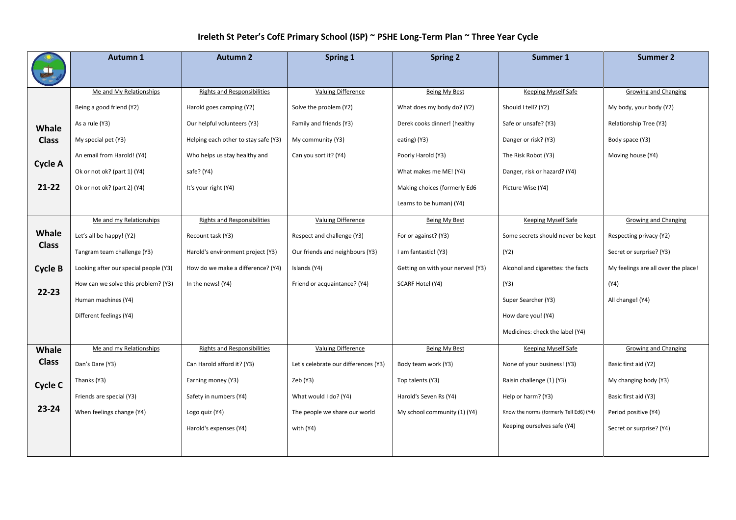# Ireleth St Peter's CofE Primary School (ISP) ~ PSHE Long-Term Plan ~ Three Year Cycle

| | Autumn 1 | Autumn 2 | Spring 1 | Spring 2 | Summer 1 | Summer 2 |
|---|---|---|---|---|---|---|
| **Whale Class Cycle A 21-22** | Me and My Relationships<br>Being a good friend (Y2)<br>As a rule (Y3)<br>My special pet (Y3)<br>An email from Harold! (Y4)<br>Ok or not ok? (part 1) (Y4)<br>Ok or not ok? (part 2) (Y4) | Rights and Responsibilities<br>Harold goes camping (Y2)<br>Our helpful volunteers (Y3)<br>Helping each other to stay safe (Y3)<br>Who helps us stay healthy and safe? (Y4)<br>It's your right (Y4) | Valuing Difference<br>Solve the problem (Y2)<br>Family and friends (Y3)<br>My community (Y3)<br>Can you sort it? (Y4) | Being My Best<br>What does my body do? (Y2)<br>Derek cooks dinner! (healthy eating) (Y3)<br>Poorly Harold (Y3)<br>What makes me ME! (Y4)<br>Making choices (formerly Ed6 Learns to be human) (Y4) | Keeping Myself Safe<br>Should I tell? (Y2)<br>Safe or unsafe? (Y3)<br>Danger or risk? (Y3)<br>The Risk Robot (Y3)<br>Danger, risk or hazard? (Y4)<br>Picture Wise (Y4) | Growing and Changing<br>My body, your body (Y2)<br>Relationship Tree (Y3)<br>Body space (Y3)<br>Moving house (Y4) |
| **Whale Class Cycle B 22-23** | Me and My Relationships<br>Let's all be happy! (Y2)<br>Tangram team challenge (Y3)<br>Looking after our special people (Y3)<br>How can we solve this problem? (Y3)<br>Human machines (Y4)<br>Different feelings (Y4) | Rights and Responsibilities<br>Recount task (Y3)<br>Harold's environment project (Y3)<br>How do we make a difference? (Y4)<br>In the news! (Y4) | Valuing Difference<br>Respect and challenge (Y3)<br>Our friends and neighbours (Y3)<br>Islands (Y4)<br>Friend or acquaintance? (Y4) | Being My Best<br>For or against? (Y3)<br>I am fantastic! (Y3)<br>Getting on with your nerves! (Y3)<br>SCARF Hotel (Y4) | Keeping Myself Safe<br>Some secrets should never be kept (Y2)<br>Alcohol and cigarettes: the facts (Y3)<br>Super Searcher (Y3)<br>How dare you! (Y4)<br>Medicines: check the label (Y4) | Growing and Changing<br>Respecting privacy (Y2)<br>Secret or surprise? (Y3)<br>My feelings are all over the place! (Y4)<br>All change! (Y4) |
| **Whale Class Cycle C 23-24** | Me and my Relationships<br>Dan's Dare (Y3)<br>Thanks (Y3)<br>Friends are special (Y3)<br>When feelings change (Y4) | Rights and Responsibilities<br>Can Harold afford it? (Y3)<br>Earning money (Y3)<br>Safety in numbers (Y4)<br>Logo quiz (Y4)<br>Harold's expenses (Y4) | Valuing Difference<br>Let's celebrate our differences (Y3)<br>Zeb (Y3)<br>What would I do? (Y4)<br>The people we share our world with (Y4) | Being My Best<br>Body team work (Y3)<br>Top talents (Y3)<br>Harold's Seven Rs (Y4)<br>My school community (1) (Y4) | Keeping Myself Safe<br>None of your business! (Y3)<br>Raisin challenge (1) (Y3)<br>Help or harm? (Y3)<br>Know the norms (formerly Tell Ed6) (Y4)<br>Keeping ourselves safe (Y4) | Growing and Changing<br>Basic first aid (Y2)<br>My changing body (Y3)<br>Basic first aid (Y3)<br>Period positive (Y4)<br>Secret or surprise? (Y4) |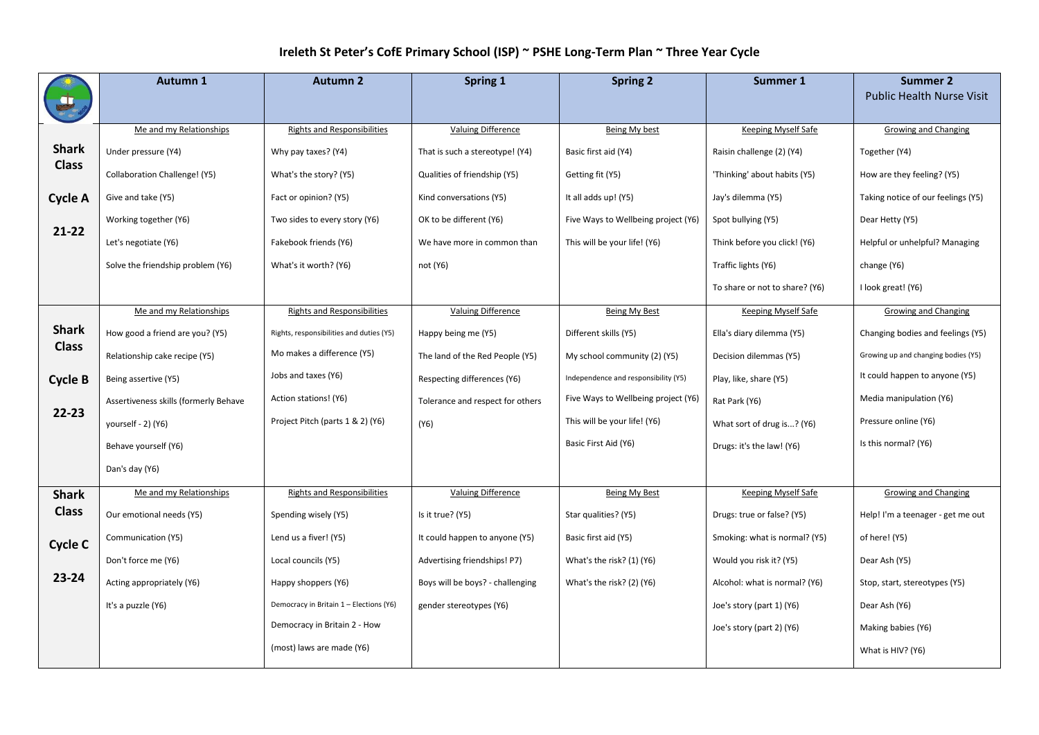# Ireleth St Peter's CofE Primary School (ISP) ~ PSHE Long-Term Plan ~ Three Year Cycle

| | Autumn 1 | Autumn 2 | Spring 1 | Spring 2 | Summer 1 | Summer 2 Public Health Nurse Visit |
|---|---|---|---|---|---|---|
| **Shark Class Cycle A 21-22** | Me and my Relationships<br>Under pressure (Y4)<br>Collaboration Challenge! (Y5)<br>Give and take (Y5)<br>Working together (Y6)<br>Let's negotiate (Y6)<br>Solve the friendship problem (Y6) | Rights and Responsibilities<br>Why pay taxes? (Y4)<br>What's the story? (Y5)<br>Fact or opinion? (Y5)<br>Two sides to every story (Y6)<br>Fakebook friends (Y6)<br>What's it worth? (Y6) | Valuing Difference<br>That is such a stereotype! (Y4)<br>Qualities of friendship (Y5)<br>Kind conversations (Y5)<br>OK to be different (Y6)<br>We have more in common than not (Y6) | Being My best<br>Basic first aid (Y4)<br>Getting fit (Y5)<br>It all adds up! (Y5)<br>Five Ways to Wellbeing project (Y6)<br>This will be your life! (Y6) | Keeping Myself Safe<br>Raisin challenge (2) (Y4)<br>'Thinking' about habits (Y5)<br>Jay's dilemma (Y5)<br>Spot bullying (Y5)<br>Think before you click! (Y6)<br>Traffic lights (Y6)<br>To share or not to share? (Y6) | Growing and Changing<br>Together (Y4)<br>How are they feeling? (Y5)<br>Taking notice of our feelings (Y5)<br>Dear Hetty (Y5)<br>Helpful or unhelpful? Managing change (Y6)<br>I look great! (Y6) |
| **Shark Class Cycle B 22-23** | Me and my Relationships<br>How good a friend are you? (Y5)<br>Relationship cake recipe (Y5)<br>Being assertive (Y5)<br>Assertiveness skills (formerly Behave yourself - 2) (Y6)<br>Behave yourself (Y6)<br>Dan's day (Y6) | Rights and Responsibilities<br>Rights, responsibilities and duties (Y5)<br>Mo makes a difference (Y5)<br>Jobs and taxes (Y6)<br>Action stations! (Y6)<br>Project Pitch (parts 1 & 2) (Y6) | Valuing Difference<br>Happy being me (Y5)<br>The land of the Red People (Y5)<br>Respecting differences (Y6)<br>Tolerance and respect for others (Y6) | Being My Best<br>Different skills (Y5)<br>My school community (2) (Y5)<br>Independence and responsibility (Y5)<br>Five Ways to Wellbeing project (Y6)<br>This will be your life! (Y6)<br>Basic First Aid (Y6) | Keeping Myself Safe<br>Ella's diary dilemma (Y5)<br>Decision dilemmas (Y5)<br>Play, like, share (Y5)<br>Rat Park (Y6)<br>What sort of drug is...? (Y6)<br>Drugs: it's the law! (Y6) | Growing and Changing<br>Changing bodies and feelings (Y5)<br>Growing up and changing bodies (Y5)<br>It could happen to anyone (Y5)<br>Media manipulation (Y6)<br>Pressure online (Y6)<br>Is this normal? (Y6) |
| **Shark Class Cycle C 23-24** | Me and my Relationships<br>Our emotional needs (Y5)<br>Communication (Y5)<br>Don't force me (Y6)<br>Acting appropriately (Y6)<br>It's a puzzle (Y6) | Rights and Responsibilities<br>Spending wisely (Y5)<br>Lend us a fiver! (Y5)<br>Local councils (Y5)<br>Happy shoppers (Y6)<br>Democracy in Britain 1 – Elections (Y6)<br>Democracy in Britain 2 - How (most) laws are made (Y6) | Valuing Difference<br>Is it true? (Y5)<br>It could happen to anyone (Y5)<br>Advertising friendships! P7)<br>Boys will be boys? - challenging gender stereotypes (Y6) | Being My Best<br>Star qualities? (Y5)<br>Basic first aid (Y5)<br>What's the risk? (1) (Y6)<br>What's the risk? (2) (Y6) | Keeping Myself Safe<br>Drugs: true or false? (Y5)<br>Smoking: what is normal? (Y5)<br>Would you risk it? (Y5)<br>Alcohol: what is normal? (Y6)<br>Joe's story (part 1) (Y6)<br>Joe's story (part 2) (Y6) | Growing and Changing<br>Help! I'm a teenager - get me out of here! (Y5)<br>Dear Ash (Y5)<br>Stop, start, stereotypes (Y5)<br>Dear Ash (Y6)<br>Making babies (Y6)<br>What is HIV? (Y6) |